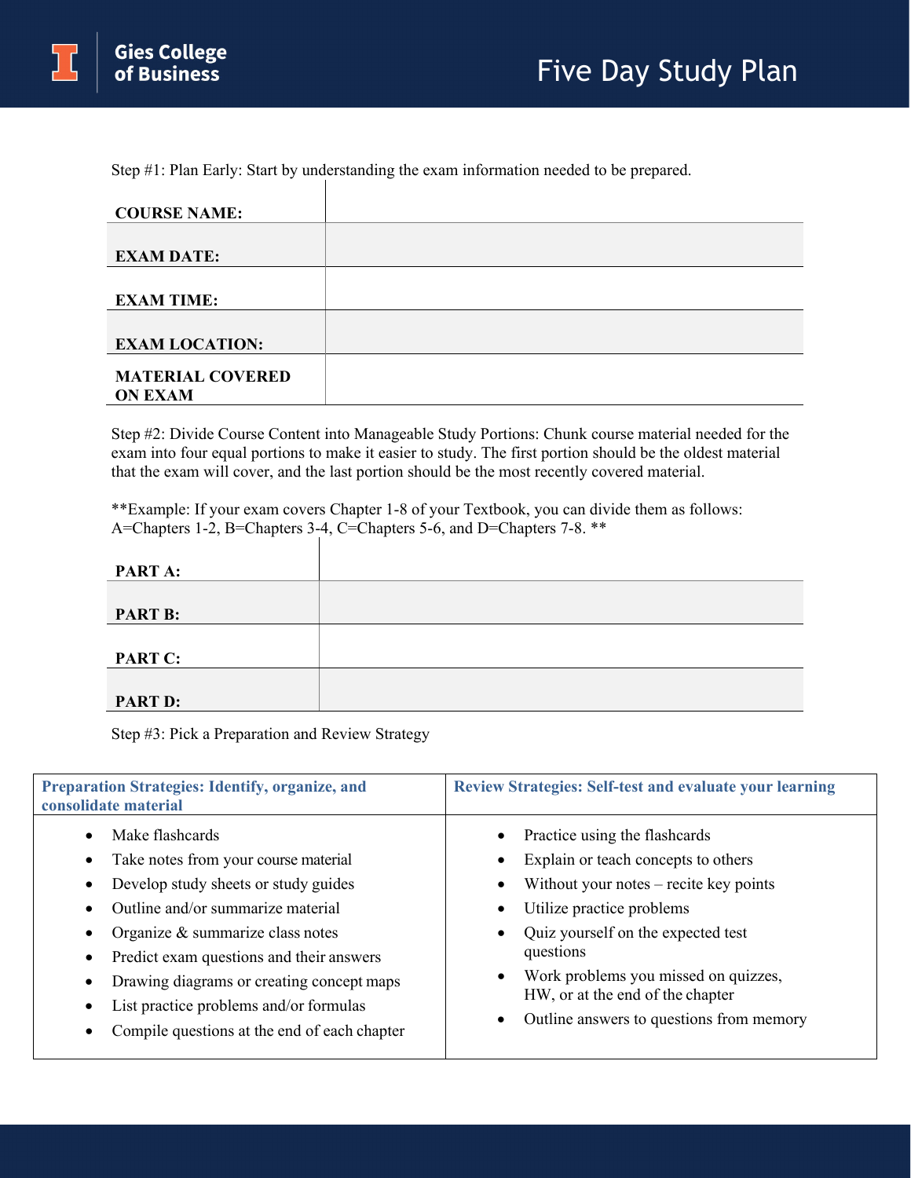# Five Day Study Plan

Gies College of Business

Step #1: Plan Early: Start by understanding the exam information needed to be prepared.

| | |
|---|---|
| **COURSE NAME:** | |
| **EXAM DATE:** | |
| **EXAM TIME:** | |
| **EXAM LOCATION:** | |
| **MATERIAL COVERED ON EXAM** | |

Step #2: Divide Course Content into Manageable Study Portions: Chunk course material needed for the exam into four equal portions to make it easier to study. The first portion should be the oldest material that the exam will cover, and the last portion should be the most recently covered material.

**Example: If your exam covers Chapter 1-8 of your Textbook, you can divide them as follows: A=Chapters 1-2, B=Chapters 3-4, C=Chapters 5-6, and D=Chapters 7-8. **

| | |
|---|---|
| **PART A:** | |
| **PART B:** | |
| **PART C:** | |
| **PART D:** | |

Step #3: Pick a Preparation and Review Strategy

| **Preparation Strategies: Identify, organize, and consolidate material** | **Review Strategies: Self-test and evaluate your learning** |
|---|---|
| • Make flashcards<br>• Take notes from your course material<br>• Develop study sheets or study guides<br>• Outline and/or summarize material<br>• Organize & summarize class notes<br>• Predict exam questions and their answers<br>• Drawing diagrams or creating concept maps<br>• List practice problems and/or formulas<br>• Compile questions at the end of each chapter | • Practice using the flashcards<br>• Explain or teach concepts to others<br>• Without your notes – recite key points<br>• Utilize practice problems<br>• Quiz yourself on the expected test questions<br>• Work problems you missed on quizzes, HW, or at the end of the chapter<br>• Outline answers to questions from memory |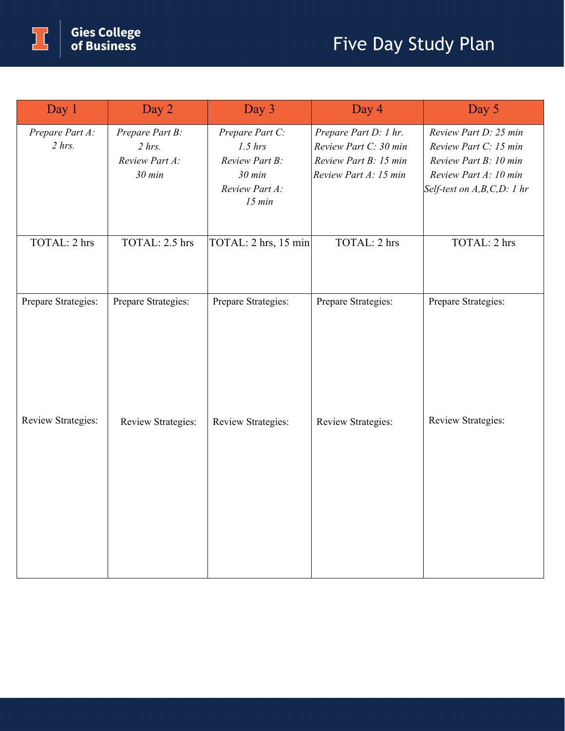# Five Day Study Plan

| Day 1 | Day 2 | Day 3 | Day 4 | Day 5 |
|---|---|---|---|---|
| *Prepare Part A: 2 hrs.* | *Prepare Part B: 2 hrs.* <br> *Review Part A: 30 min* | *Prepare Part C: 1.5 hrs* <br> *Review Part B: 30 min* <br> *Review Part A: 15 min* | *Prepare Part D: 1 hr.* <br> *Review Part C: 30 min* <br> *Review Part B: 15 min* <br> *Review Part A: 15 min* | *Review Part D: 25 min* <br> *Review Part C: 15 min* <br> *Review Part B: 10 min* <br> *Review Part A: 10 min* <br> *Self-test on A,B,C,D: 1 hr* |
| TOTAL: 2 hrs | TOTAL: 2.5 hrs | TOTAL: 2 hrs, 15 min | TOTAL: 2 hrs | TOTAL: 2 hrs |
| Prepare Strategies: <br><br> Review Strategies: | Prepare Strategies: <br><br> Review Strategies: | Prepare Strategies: <br><br> Review Strategies: | Prepare Strategies: <br><br> Review Strategies: | Prepare Strategies: <br><br> Review Strategies: |